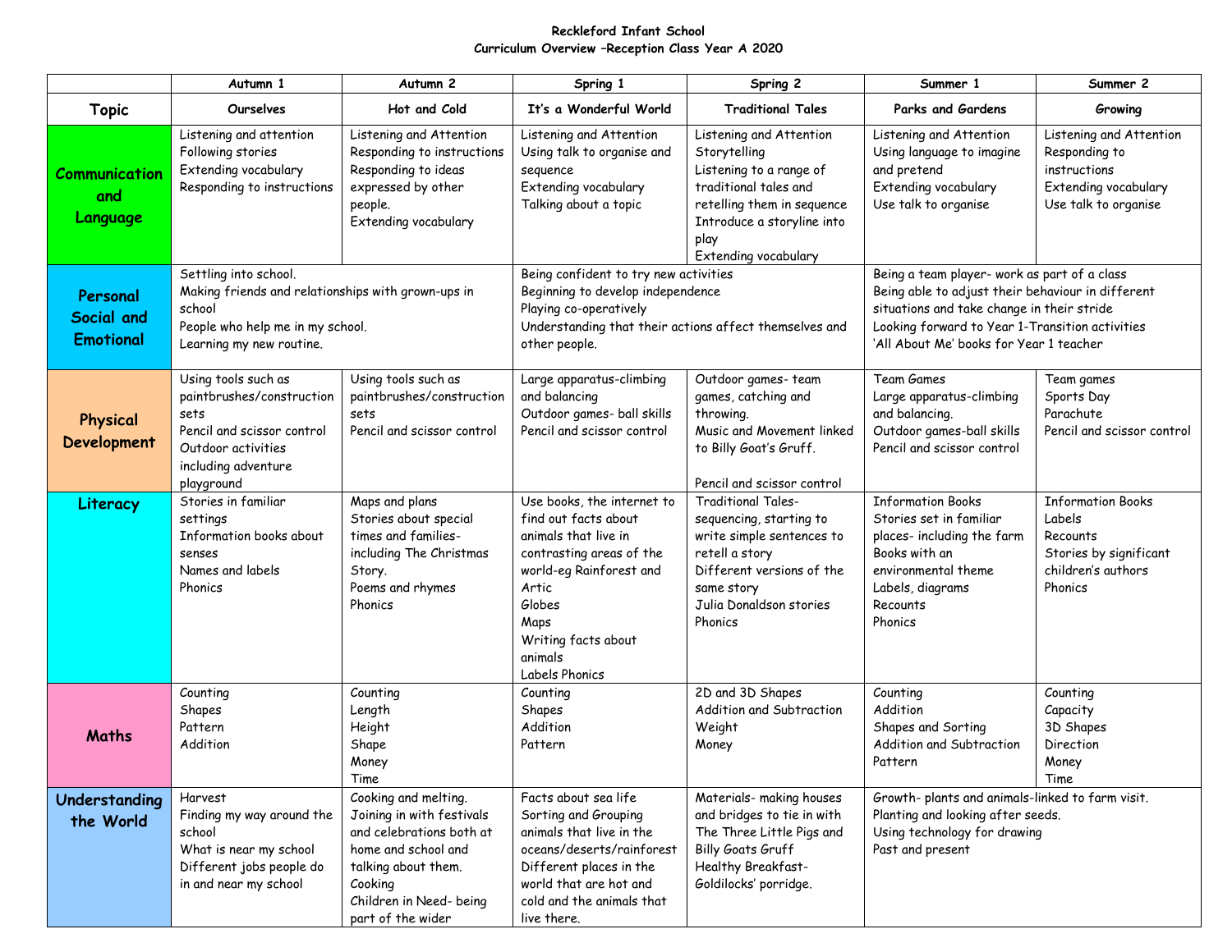# Reckleford Infant School

## Curriculum Overview –Reception Class Year A 2020

| | Autumn 1 | Autumn 2 | Spring 1 | Spring 2 | Summer 1 | Summer 2 |
|---|---|---|---|---|---|---|
| **Topic** | Ourselves | Hot and Cold | It's a Wonderful World | Traditional Tales | Parks and Gardens | Growing |
| **Communication and Language** | Listening and attention<br>Following stories<br>Extending vocabulary<br>Responding to instructions | Listening and Attention<br>Responding to instructions<br>Responding to ideas expressed by other people.<br>Extending vocabulary | Listening and Attention<br>Using talk to organise and sequence<br>Extending vocabulary<br>Talking about a topic | Listening and Attention<br>Storytelling<br>Listening to a range of traditional tales and retelling them in sequence<br>Introduce a storyline into play<br>Extending vocabulary | Listening and Attention<br>Using language to imagine and pretend<br>Extending vocabulary<br>Use talk to organise | Listening and Attention<br>Responding to instructions<br>Extending vocabulary<br>Use talk to organise |
| **Personal Social and Emotional** | Settling into school.<br>Making friends and relationships with grown-ups in school<br>People who help me in my school.<br>Learning my new routine. | | Being confident to try new activities<br>Beginning to develop independence<br>Playing co-operatively<br>Understanding that their actions affect themselves and other people. | | Being a team player- work as part of a class<br>Being able to adjust their behaviour in different situations and take change in their stride<br>Looking forward to Year 1-Transition activities<br>'All About Me' books for Year 1 teacher | |
| **Physical Development** | Using tools such as paintbrushes/construction sets<br>Pencil and scissor control<br>Outdoor activities including adventure playground | Using tools such as paintbrushes/construction sets<br>Pencil and scissor control | Large apparatus-climbing and balancing<br>Outdoor games- ball skills<br>Pencil and scissor control | Outdoor games- team games, catching and throwing.<br>Music and Movement linked to Billy Goat's Gruff.<br><br>Pencil and scissor control | Team Games<br>Large apparatus-climbing and balancing.<br>Outdoor games-ball skills<br>Pencil and scissor control | Team games<br>Sports Day<br>Parachute<br>Pencil and scissor control |
| **Literacy** | Stories in familiar settings<br>Information books about senses<br>Names and labels<br>Phonics | Maps and plans<br>Stories about special times and families- including The Christmas Story.<br>Poems and rhymes<br>Phonics | Use books, the internet to find out facts about animals that live in contrasting areas of the world-eg Rainforest and Artic<br>Globes<br>Maps<br>Writing facts about animals<br>Labels Phonics | Traditional Tales- sequencing, starting to write simple sentences to retell a story<br>Different versions of the same story<br>Julia Donaldson stories<br>Phonics | Information Books<br>Stories set in familiar places- including the farm<br>Books with an environmental theme<br>Labels, diagrams<br>Recounts<br>Phonics | Information Books<br>Labels<br>Recounts<br>Stories by significant children's authors<br>Phonics |
| **Maths** | Counting<br>Shapes<br>Pattern<br>Addition | Counting<br>Length<br>Height<br>Shape<br>Money<br>Time | Counting<br>Shapes<br>Addition<br>Pattern | 2D and 3D Shapes<br>Addition and Subtraction<br>Weight<br>Money | Counting<br>Addition<br>Shapes and Sorting<br>Addition and Subtraction<br>Pattern | Counting<br>Capacity<br>3D Shapes<br>Direction<br>Money<br>Time |
| **Understanding the World** | Harvest<br>Finding my way around the school<br>What is near my school<br>Different jobs people do in and near my school | Cooking and melting.<br>Joining in with festivals and celebrations both at home and school and talking about them.<br>Cooking<br>Children in Need- being part of the wider | Facts about sea life<br>Sorting and Grouping animals that live in the oceans/deserts/rainforest<br>Different places in the world that are hot and cold and the animals that live there. | Materials- making houses and bridges to tie in with The Three Little Pigs and Billy Goats Gruff<br>Healthy Breakfast- Goldilocks' porridge. | Growth- plants and animals-linked to farm visit.<br>Planting and looking after seeds.<br>Using technology for drawing<br>Past and present | |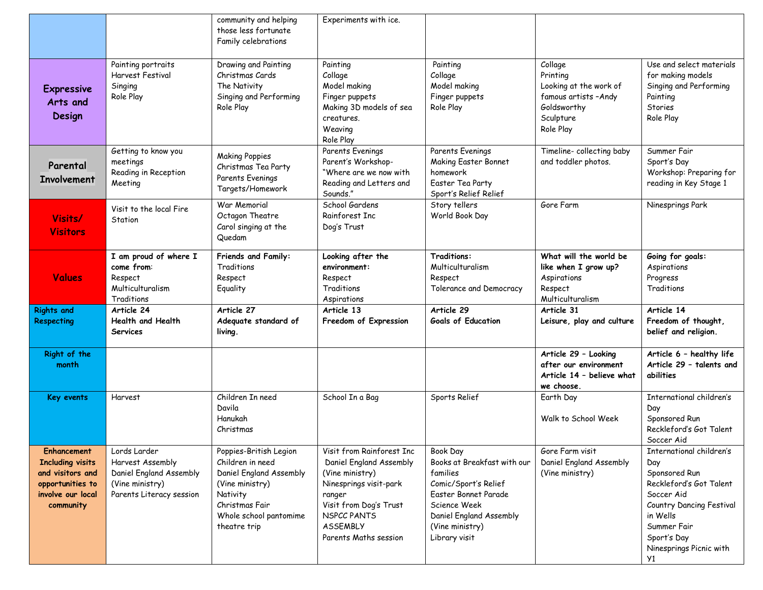| | | | | | | |
|---|---|---|---|---|---|---|
| | | community and helping those less fortunate<br>Family celebrations | Experiments with ice. | | | |
| **Expressive Arts and Design** | Painting portraits<br>Harvest Festival<br>Singing<br>Role Play | Drawing and Painting<br>Christmas Cards<br>The Nativity<br>Singing and Performing<br>Role Play | Painting<br>Collage<br>Model making<br>Finger puppets<br>Making 3D models of sea creatures.<br>Weaving<br>Role Play | Painting<br>Collage<br>Model making<br>Finger puppets<br>Role Play | Collage<br>Printing<br>Looking at the work of famous artists –Andy Goldsworthy<br>Sculpture<br>Role Play | Use and select materials for making models<br>Singing and Performing<br>Painting<br>Stories<br>Role Play |
| **Parental Involvement** | Getting to know you meetings<br>Reading in Reception Meeting | Making Poppies<br>Christmas Tea Party<br>Parents Evenings<br>Targets/Homework | Parents Evenings<br>Parent's Workshop- "Where are we now with Reading and Letters and Sounds." | Parents Evenings<br>Making Easter Bonnet homework<br>Easter Tea Party<br>Sport's Relief Relief | Timeline- collecting baby and toddler photos. | Summer Fair<br>Sport's Day<br>Workshop: Preparing for reading in Key Stage 1 |
| **Visits/ Visitors** | Visit to the local Fire Station | War Memorial<br>Octagon Theatre<br>Carol singing at the Quedam | School Gardens<br>Rainforest Inc<br>Dog's Trust | Story tellers<br>World Book Day | Gore Farm | Ninesprings Park |
| **Values** | **I am proud of where I come from**:<br>Respect<br>Multiculturalism<br>Traditions | **Friends and Family:**<br>Traditions<br>Respect<br>Equality | **Looking after the environment:**<br>Respect<br>Traditions<br>Aspirations | **Traditions:**<br>Multiculturalism<br>Respect<br>Tolerance and Democracy | **What will the world be like when I grow up?**<br>Aspirations<br>Respect<br>Multiculturalism | **Going for goals:**<br>Aspirations<br>Progress<br>Traditions |
| **Rights and Respecting** | **Article 24**<br>**Health and Health Services** | **Article 27**<br>**Adequate standard of living.** | **Article 13**<br>**Freedom of Expression** | **Article 29**<br>**Goals of Education** | **Article 31**<br>**Leisure, play and culture** | **Article 14**<br>**Freedom of thought, belief and religion.** |
| **Right of the month** | | | | | **Article 29 – Looking after our environment**<br>**Article 14 – believe what we choose.** | **Article 6 – healthy life**<br>**Article 29 – talents and abilities** |
| **Key events** | Harvest | Children In need<br>Davila<br>Hanukah<br>Christmas | School In a Bag | Sports Relief | Earth Day<br><br>Walk to School Week | International children's Day<br>Sponsored Run<br>Reckleford's Got Talent<br>Soccer Aid |
| **Enhancement Including visits and visitors and opportunities to involve our local community** | Lords Larder<br>Harvest Assembly<br>Daniel England Assembly (Vine ministry)<br>Parents Literacy session | Poppies-British Legion<br>Children in need<br>Daniel England Assembly (Vine ministry)<br>Nativity<br>Christmas Fair<br>Whole school pantomime theatre trip | Visit from Rainforest Inc<br>Daniel England Assembly (Vine ministry)<br>Ninesprings visit-park ranger<br>Visit from Dog's Trust<br>NSPCC PANTS ASSEMBLY<br>Parents Maths session | Book Day<br>Books at Breakfast with our families<br>Comic/Sport's Relief<br>Easter Bonnet Parade<br>Science Week<br>Daniel England Assembly (Vine ministry)<br>Library visit | Gore Farm visit<br>Daniel England Assembly (Vine ministry) | International children's Day<br>Sponsored Run<br>Reckleford's Got Talent<br>Soccer Aid<br>Country Dancing Festival in Wells<br>Summer Fair<br>Sport's Day<br>Ninesprings Picnic with Y1 |